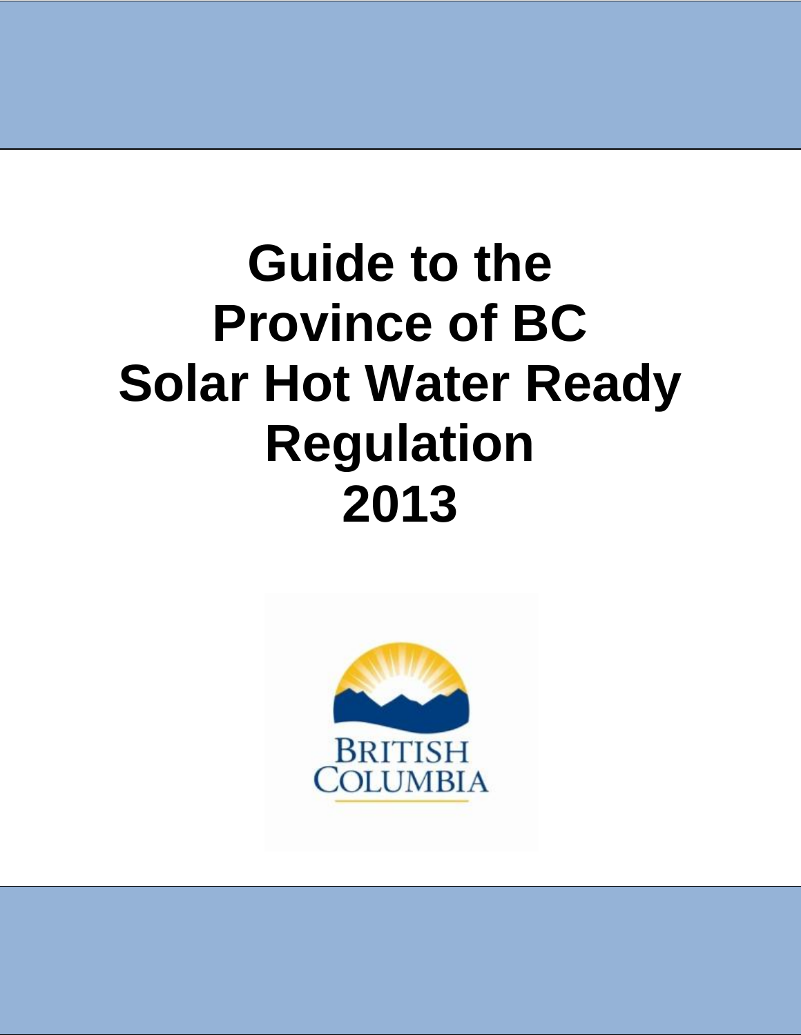# Guide to the Province of BC Solar Hot Water Ready Regulation 2013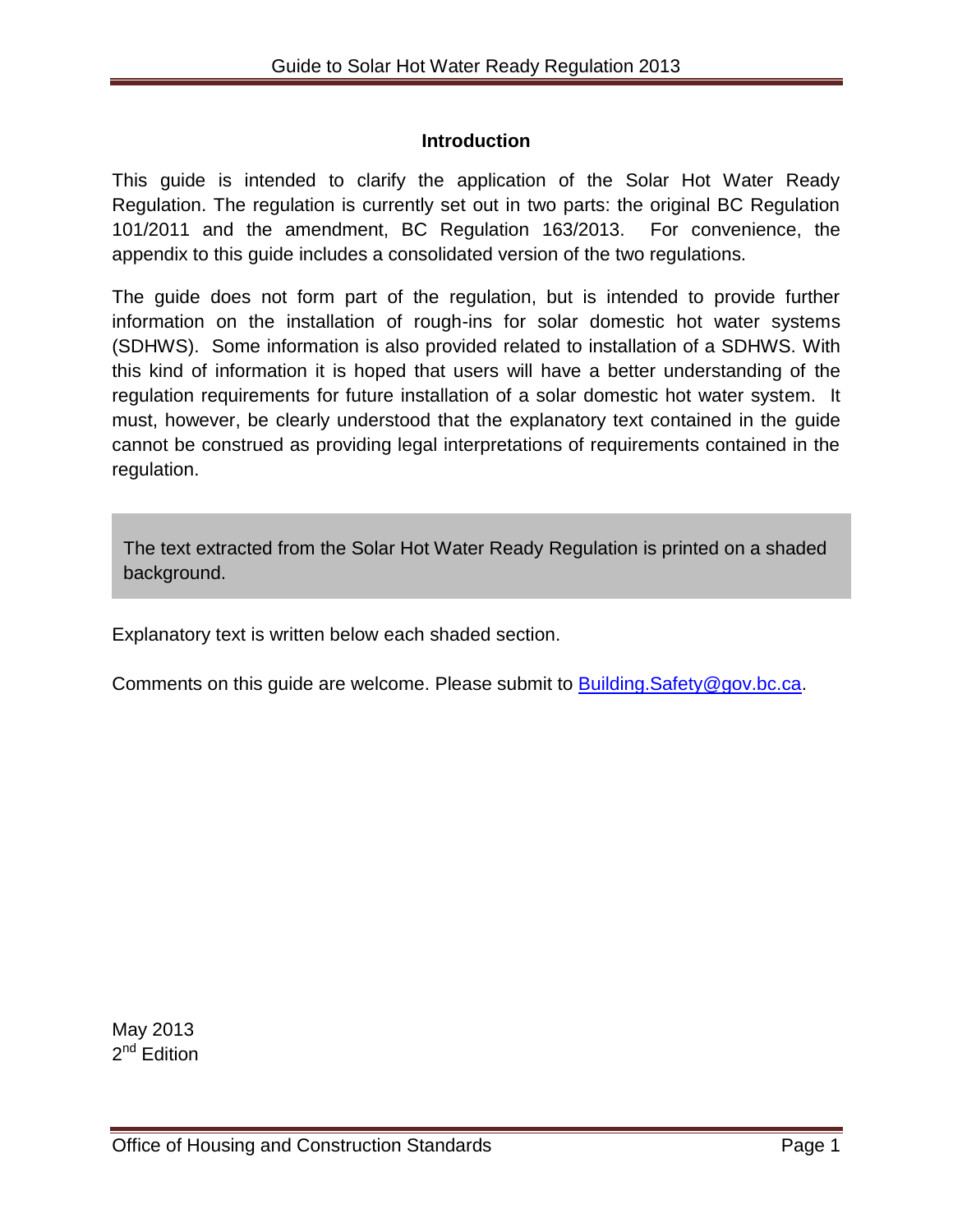## Introduction

This guide is intended to clarify the application of the Solar Hot Water Ready Regulation. The regulation is currently set out in two parts: the original BC Regulation 101/2011 and the amendment, BC Regulation 163/2013. For convenience, the appendix to this guide includes a consolidated version of the two regulations.

The guide does not form part of the regulation, but is intended to provide further information on the installation of rough-ins for solar domestic hot water systems (SDHWS). Some information is also provided related to installation of a SDHWS. With this kind of information it is hoped that users will have a better understanding of the regulation requirements for future installation of a solar domestic hot water system. It must, however, be clearly understood that the explanatory text contained in the guide cannot be construed as providing legal interpretations of requirements contained in the regulation.

> The text extracted from the Solar Hot Water Ready Regulation is printed on a shaded background.

Explanatory text is written below each shaded section.

Comments on this guide are welcome. Please submit to Building.Safety@gov.bc.ca.

May 2013
2nd Edition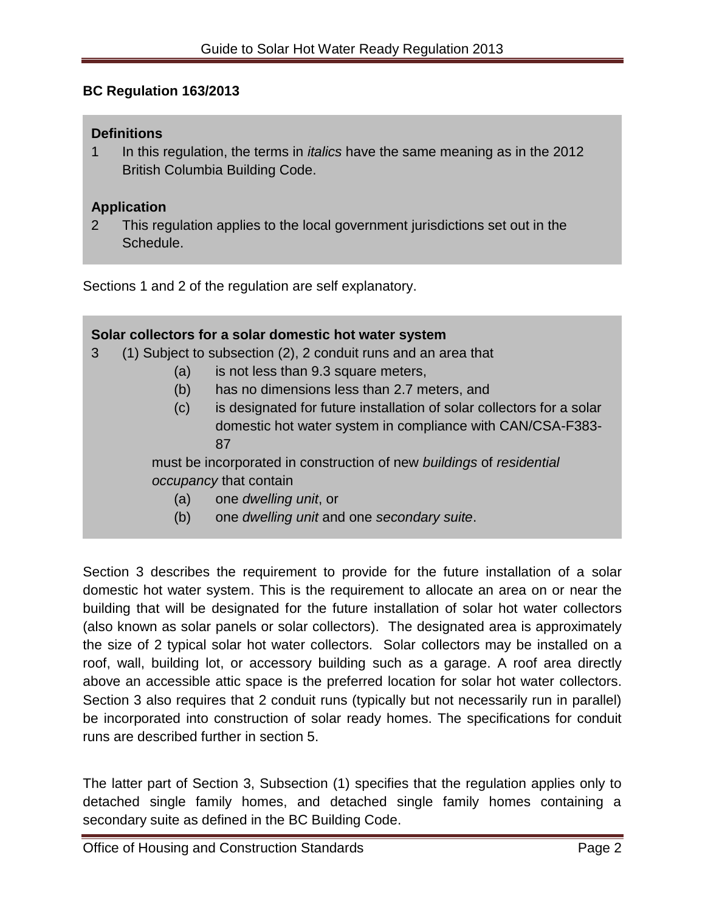## BC Regulation 163/2013

**Definitions**

1 In this regulation, the terms in *italics* have the same meaning as in the 2012 British Columbia Building Code.

**Application**

2 This regulation applies to the local government jurisdictions set out in the Schedule.

Sections 1 and 2 of the regulation are self explanatory.

**Solar collectors for a solar domestic hot water system**

3 (1) Subject to subsection (2), 2 conduit runs and an area that

- (a) is not less than 9.3 square meters,
- (b) has no dimensions less than 2.7 meters, and
- (c) is designated for future installation of solar collectors for a solar domestic hot water system in compliance with CAN/CSA-F383-87

must be incorporated in construction of new *buildings* of *residential occupancy* that contain

- (a) one *dwelling unit*, or
- (b) one *dwelling unit* and one *secondary suite*.

Section 3 describes the requirement to provide for the future installation of a solar domestic hot water system. This is the requirement to allocate an area on or near the building that will be designated for the future installation of solar hot water collectors (also known as solar panels or solar collectors). The designated area is approximately the size of 2 typical solar hot water collectors. Solar collectors may be installed on a roof, wall, building lot, or accessory building such as a garage. A roof area directly above an accessible attic space is the preferred location for solar hot water collectors. Section 3 also requires that 2 conduit runs (typically but not necessarily run in parallel) be incorporated into construction of solar ready homes. The specifications for conduit runs are described further in section 5.

The latter part of Section 3, Subsection (1) specifies that the regulation applies only to detached single family homes, and detached single family homes containing a secondary suite as defined in the BC Building Code.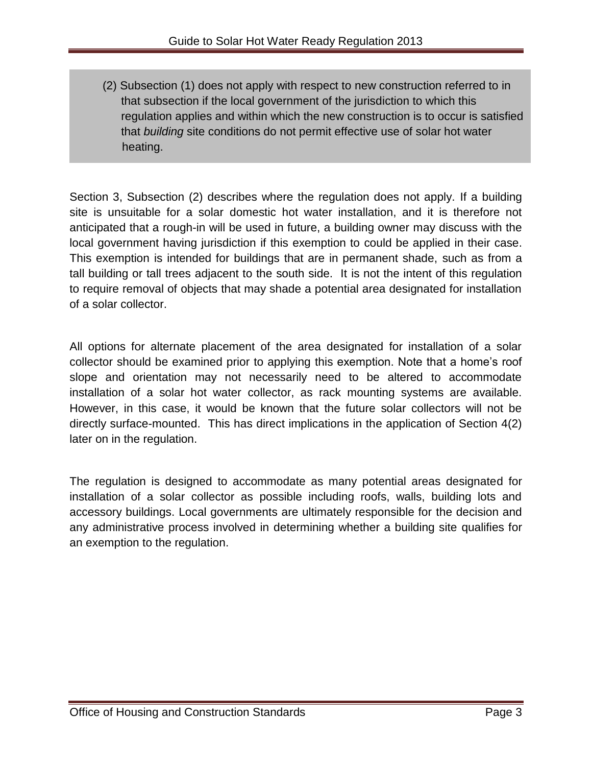> (2) Subsection (1) does not apply with respect to new construction referred to in that subsection if the local government of the jurisdiction to which this regulation applies and within which the new construction is to occur is satisfied that *building* site conditions do not permit effective use of solar hot water heating.

Section 3, Subsection (2) describes where the regulation does not apply. If a building site is unsuitable for a solar domestic hot water installation, and it is therefore not anticipated that a rough-in will be used in future, a building owner may discuss with the local government having jurisdiction if this exemption to could be applied in their case. This exemption is intended for buildings that are in permanent shade, such as from a tall building or tall trees adjacent to the south side. It is not the intent of this regulation to require removal of objects that may shade a potential area designated for installation of a solar collector.

All options for alternate placement of the area designated for installation of a solar collector should be examined prior to applying this exemption. Note that a home's roof slope and orientation may not necessarily need to be altered to accommodate installation of a solar hot water collector, as rack mounting systems are available. However, in this case, it would be known that the future solar collectors will not be directly surface-mounted. This has direct implications in the application of Section 4(2) later on in the regulation.

The regulation is designed to accommodate as many potential areas designated for installation of a solar collector as possible including roofs, walls, building lots and accessory buildings. Local governments are ultimately responsible for the decision and any administrative process involved in determining whether a building site qualifies for an exemption to the regulation.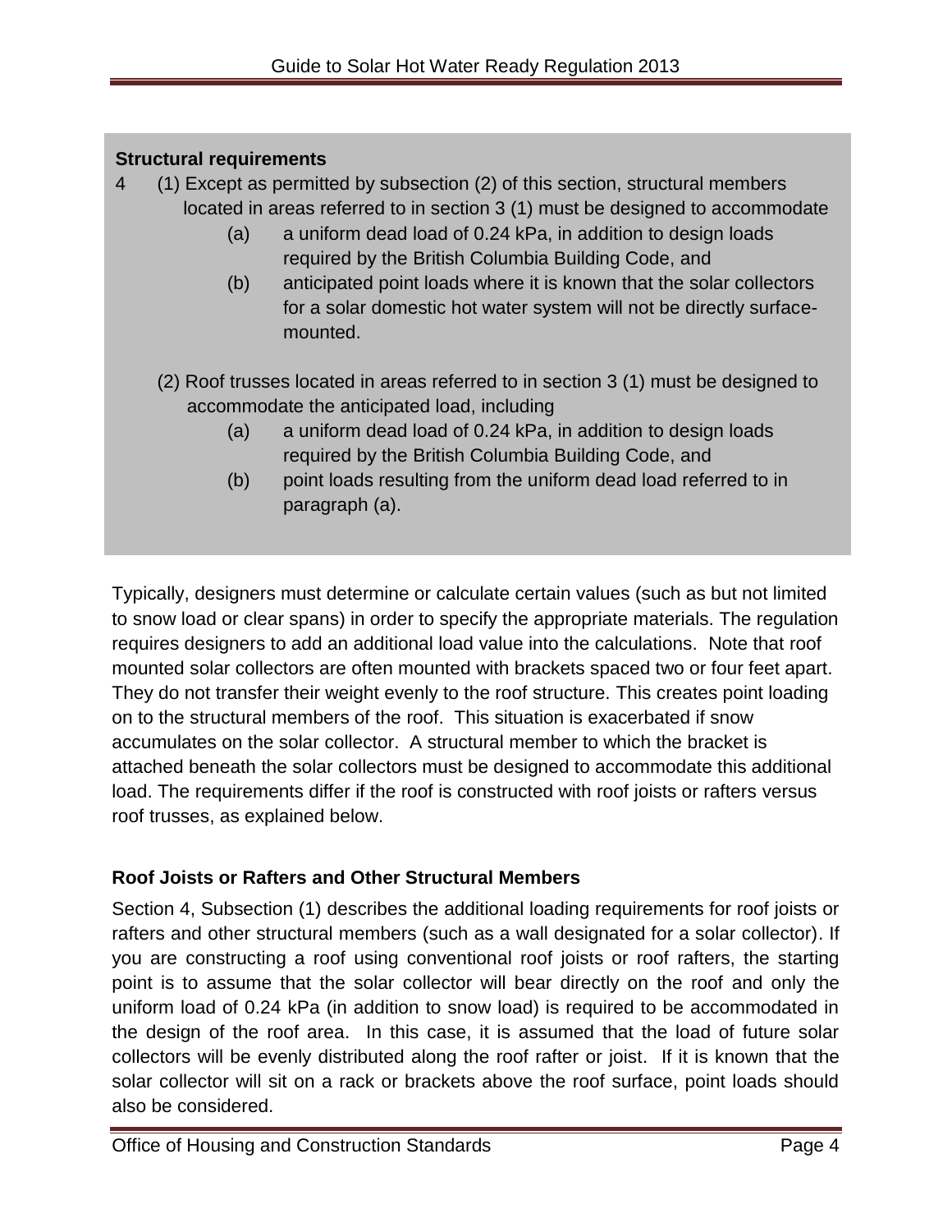**Structural requirements**

4 (1) Except as permitted by subsection (2) of this section, structural members located in areas referred to in section 3 (1) must be designed to accommodate

- (a) a uniform dead load of 0.24 kPa, in addition to design loads required by the British Columbia Building Code, and
- (b) anticipated point loads where it is known that the solar collectors for a solar domestic hot water system will not be directly surface-mounted.

(2) Roof trusses located in areas referred to in section 3 (1) must be designed to accommodate the anticipated load, including

- (a) a uniform dead load of 0.24 kPa, in addition to design loads required by the British Columbia Building Code, and
- (b) point loads resulting from the uniform dead load referred to in paragraph (a).

Typically, designers must determine or calculate certain values (such as but not limited to snow load or clear spans) in order to specify the appropriate materials. The regulation requires designers to add an additional load value into the calculations. Note that roof mounted solar collectors are often mounted with brackets spaced two or four feet apart. They do not transfer their weight evenly to the roof structure. This creates point loading on to the structural members of the roof. This situation is exacerbated if snow accumulates on the solar collector. A structural member to which the bracket is attached beneath the solar collectors must be designed to accommodate this additional load. The requirements differ if the roof is constructed with roof joists or rafters versus roof trusses, as explained below.

## Roof Joists or Rafters and Other Structural Members

Section 4, Subsection (1) describes the additional loading requirements for roof joists or rafters and other structural members (such as a wall designated for a solar collector). If you are constructing a roof using conventional roof joists or roof rafters, the starting point is to assume that the solar collector will bear directly on the roof and only the uniform load of 0.24 kPa (in addition to snow load) is required to be accommodated in the design of the roof area. In this case, it is assumed that the load of future solar collectors will be evenly distributed along the roof rafter or joist. If it is known that the solar collector will sit on a rack or brackets above the roof surface, point loads should also be considered.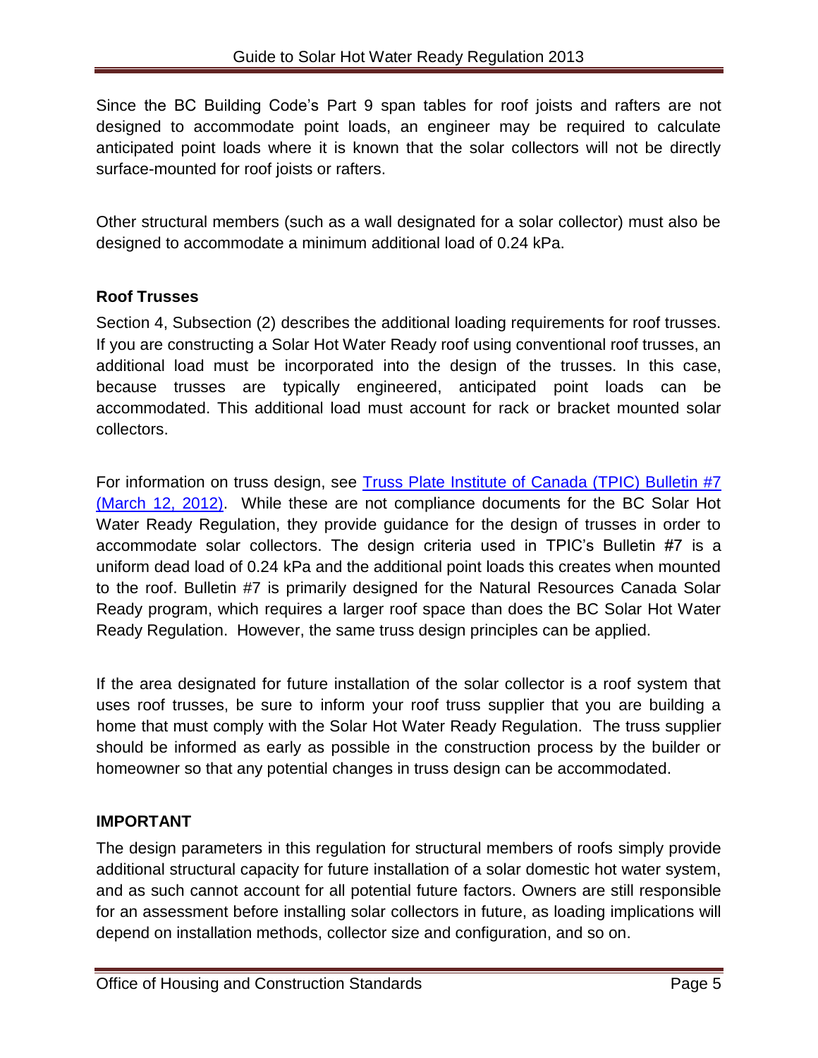Since the BC Building Code's Part 9 span tables for roof joists and rafters are not designed to accommodate point loads, an engineer may be required to calculate anticipated point loads where it is known that the solar collectors will not be directly surface-mounted for roof joists or rafters.

Other structural members (such as a wall designated for a solar collector) must also be designed to accommodate a minimum additional load of 0.24 kPa.

### Roof Trusses

Section 4, Subsection (2) describes the additional loading requirements for roof trusses. If you are constructing a Solar Hot Water Ready roof using conventional roof trusses, an additional load must be incorporated into the design of the trusses. In this case, because trusses are typically engineered, anticipated point loads can be accommodated. This additional load must account for rack or bracket mounted solar collectors.

For information on truss design, see [Truss Plate Institute of Canada (TPIC) Bulletin #7 (March 12, 2012)](). While these are not compliance documents for the BC Solar Hot Water Ready Regulation, they provide guidance for the design of trusses in order to accommodate solar collectors. The design criteria used in TPIC's Bulletin #7 is a uniform dead load of 0.24 kPa and the additional point loads this creates when mounted to the roof. Bulletin #7 is primarily designed for the Natural Resources Canada Solar Ready program, which requires a larger roof space than does the BC Solar Hot Water Ready Regulation. However, the same truss design principles can be applied.

If the area designated for future installation of the solar collector is a roof system that uses roof trusses, be sure to inform your roof truss supplier that you are building a home that must comply with the Solar Hot Water Ready Regulation. The truss supplier should be informed as early as possible in the construction process by the builder or homeowner so that any potential changes in truss design can be accommodated.

### IMPORTANT

The design parameters in this regulation for structural members of roofs simply provide additional structural capacity for future installation of a solar domestic hot water system, and as such cannot account for all potential future factors. Owners are still responsible for an assessment before installing solar collectors in future, as loading implications will depend on installation methods, collector size and configuration, and so on.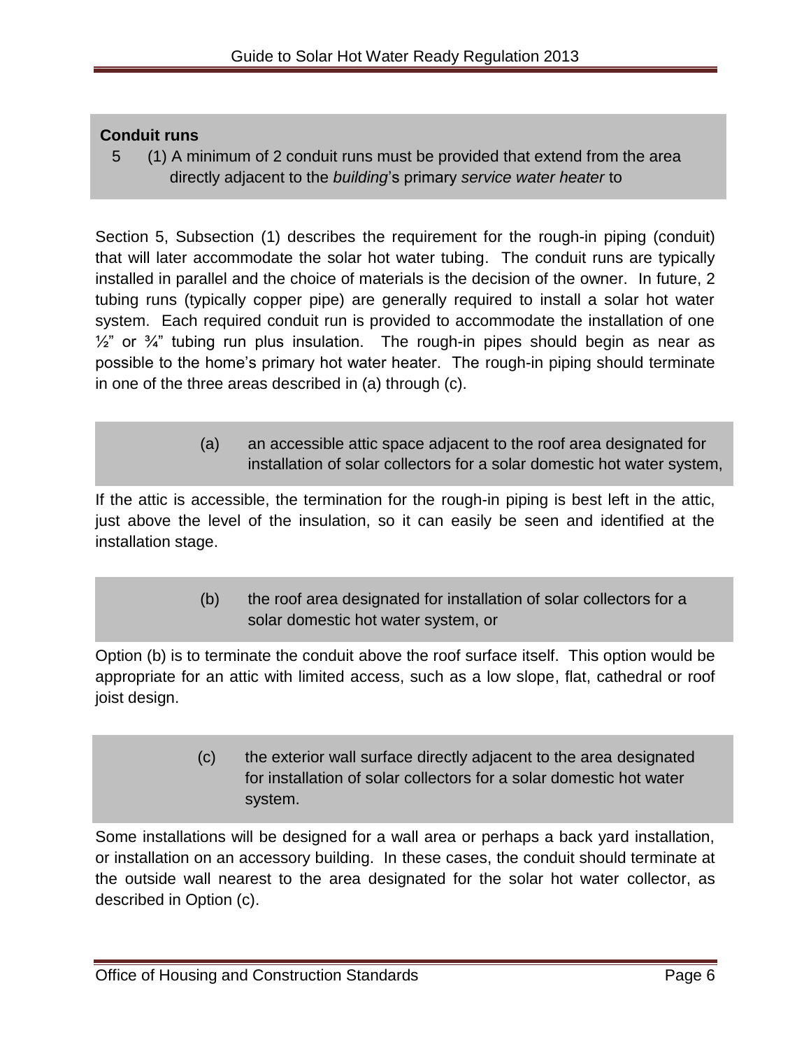**Conduit runs**

5 (1) A minimum of 2 conduit runs must be provided that extend from the area directly adjacent to the *building*'s primary *service water heater* to

Section 5, Subsection (1) describes the requirement for the rough-in piping (conduit) that will later accommodate the solar hot water tubing. The conduit runs are typically installed in parallel and the choice of materials is the decision of the owner. In future, 2 tubing runs (typically copper pipe) are generally required to install a solar hot water system. Each required conduit run is provided to accommodate the installation of one ½" or ¾" tubing run plus insulation. The rough-in pipes should begin as near as possible to the home's primary hot water heater. The rough-in piping should terminate in one of the three areas described in (a) through (c).

(a) an accessible attic space adjacent to the roof area designated for installation of solar collectors for a solar domestic hot water system,

If the attic is accessible, the termination for the rough-in piping is best left in the attic, just above the level of the insulation, so it can easily be seen and identified at the installation stage.

(b) the roof area designated for installation of solar collectors for a solar domestic hot water system, or

Option (b) is to terminate the conduit above the roof surface itself. This option would be appropriate for an attic with limited access, such as a low slope, flat, cathedral or roof joist design.

(c) the exterior wall surface directly adjacent to the area designated for installation of solar collectors for a solar domestic hot water system.

Some installations will be designed for a wall area or perhaps a back yard installation, or installation on an accessory building. In these cases, the conduit should terminate at the outside wall nearest to the area designated for the solar hot water collector, as described in Option (c).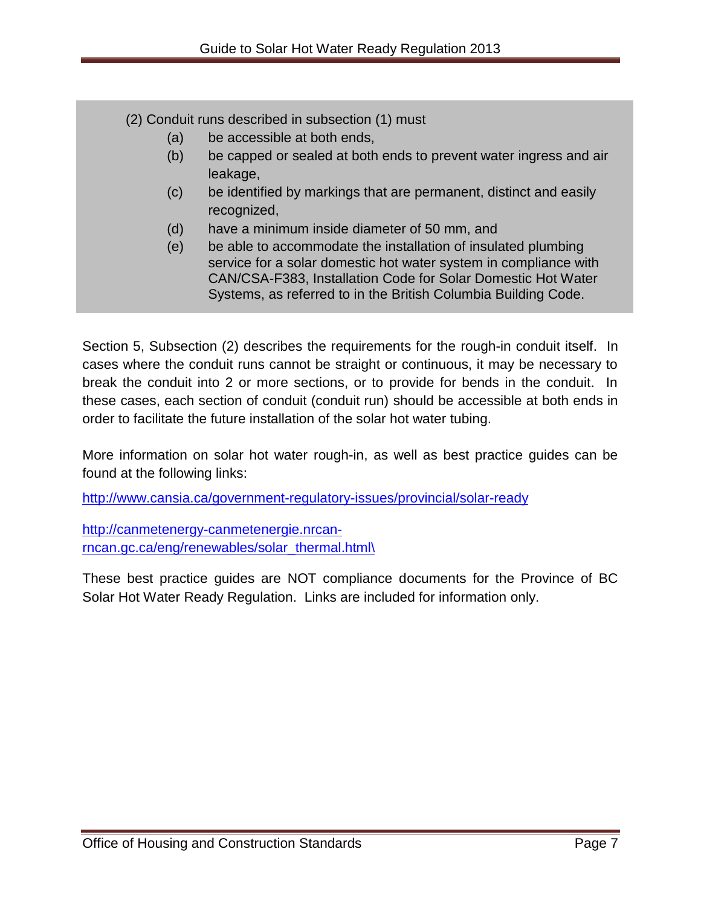(2) Conduit runs described in subsection (1) must

- (a) be accessible at both ends,
- (b) be capped or sealed at both ends to prevent water ingress and air leakage,
- (c) be identified by markings that are permanent, distinct and easily recognized,
- (d) have a minimum inside diameter of 50 mm, and
- (e) be able to accommodate the installation of insulated plumbing service for a solar domestic hot water system in compliance with CAN/CSA-F383, Installation Code for Solar Domestic Hot Water Systems, as referred to in the British Columbia Building Code.

Section 5, Subsection (2) describes the requirements for the rough-in conduit itself. In cases where the conduit runs cannot be straight or continuous, it may be necessary to break the conduit into 2 or more sections, or to provide for bends in the conduit. In these cases, each section of conduit (conduit run) should be accessible at both ends in order to facilitate the future installation of the solar hot water tubing.

More information on solar hot water rough-in, as well as best practice guides can be found at the following links:

http://www.cansia.ca/government-regulatory-issues/provincial/solar-ready

http://canmetenergy-canmetenergie.nrcan-rncan.gc.ca/eng/renewables/solar_thermal.html\

These best practice guides are NOT compliance documents for the Province of BC Solar Hot Water Ready Regulation. Links are included for information only.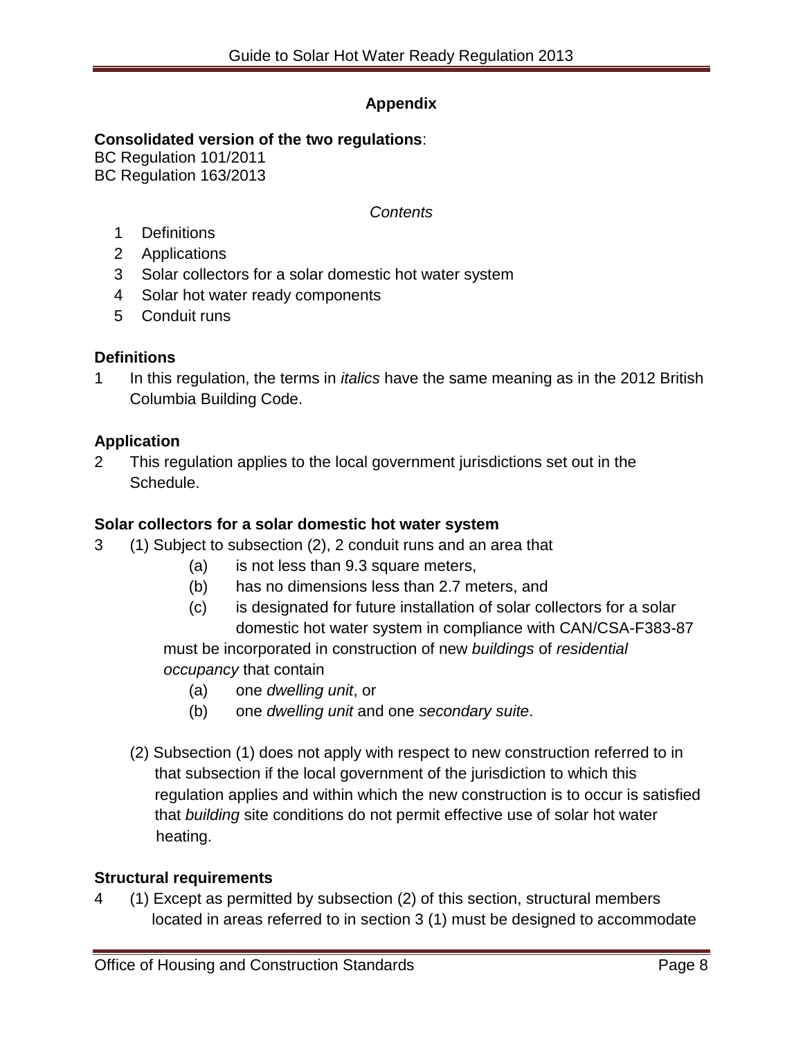## Appendix

**Consolidated version of the two regulations**:
BC Regulation 101/2011
BC Regulation 163/2013

*Contents*

1. Definitions
2. Applications
3. Solar collectors for a solar domestic hot water system
4. Solar hot water ready components
5. Conduit runs

### Definitions

1 In this regulation, the terms in *italics* have the same meaning as in the 2012 British Columbia Building Code.

### Application

2 This regulation applies to the local government jurisdictions set out in the Schedule.

### Solar collectors for a solar domestic hot water system

3 (1) Subject to subsection (2), 2 conduit runs and an area that

- (a) is not less than 9.3 square meters,
- (b) has no dimensions less than 2.7 meters, and
- (c) is designated for future installation of solar collectors for a solar domestic hot water system in compliance with CAN/CSA-F383-87

must be incorporated in construction of new *buildings* of *residential occupancy* that contain

- (a) one *dwelling unit*, or
- (b) one *dwelling unit* and one *secondary suite*.

(2) Subsection (1) does not apply with respect to new construction referred to in that subsection if the local government of the jurisdiction to which this regulation applies and within which the new construction is to occur is satisfied that *building* site conditions do not permit effective use of solar hot water heating.

### Structural requirements

4 (1) Except as permitted by subsection (2) of this section, structural members located in areas referred to in section 3 (1) must be designed to accommodate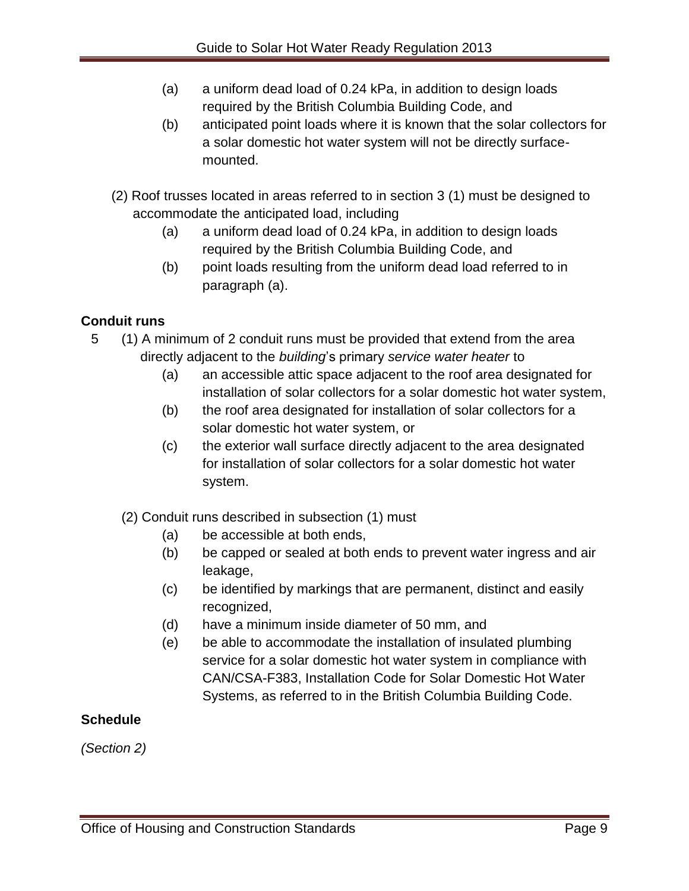(a) a uniform dead load of 0.24 kPa, in addition to design loads required by the British Columbia Building Code, and

(b) anticipated point loads where it is known that the solar collectors for a solar domestic hot water system will not be directly surface-mounted.

(2) Roof trusses located in areas referred to in section 3 (1) must be designed to accommodate the anticipated load, including

(a) a uniform dead load of 0.24 kPa, in addition to design loads required by the British Columbia Building Code, and

(b) point loads resulting from the uniform dead load referred to in paragraph (a).

**Conduit runs**

5 (1) A minimum of 2 conduit runs must be provided that extend from the area directly adjacent to the *building*'s primary *service water heater* to

(a) an accessible attic space adjacent to the roof area designated for installation of solar collectors for a solar domestic hot water system,

(b) the roof area designated for installation of solar collectors for a solar domestic hot water system, or

(c) the exterior wall surface directly adjacent to the area designated for installation of solar collectors for a solar domestic hot water system.

(2) Conduit runs described in subsection (1) must

(a) be accessible at both ends,

(b) be capped or sealed at both ends to prevent water ingress and air leakage,

(c) be identified by markings that are permanent, distinct and easily recognized,

(d) have a minimum inside diameter of 50 mm, and

(e) be able to accommodate the installation of insulated plumbing service for a solar domestic hot water system in compliance with CAN/CSA-F383, Installation Code for Solar Domestic Hot Water Systems, as referred to in the British Columbia Building Code.

**Schedule**

*(Section 2)*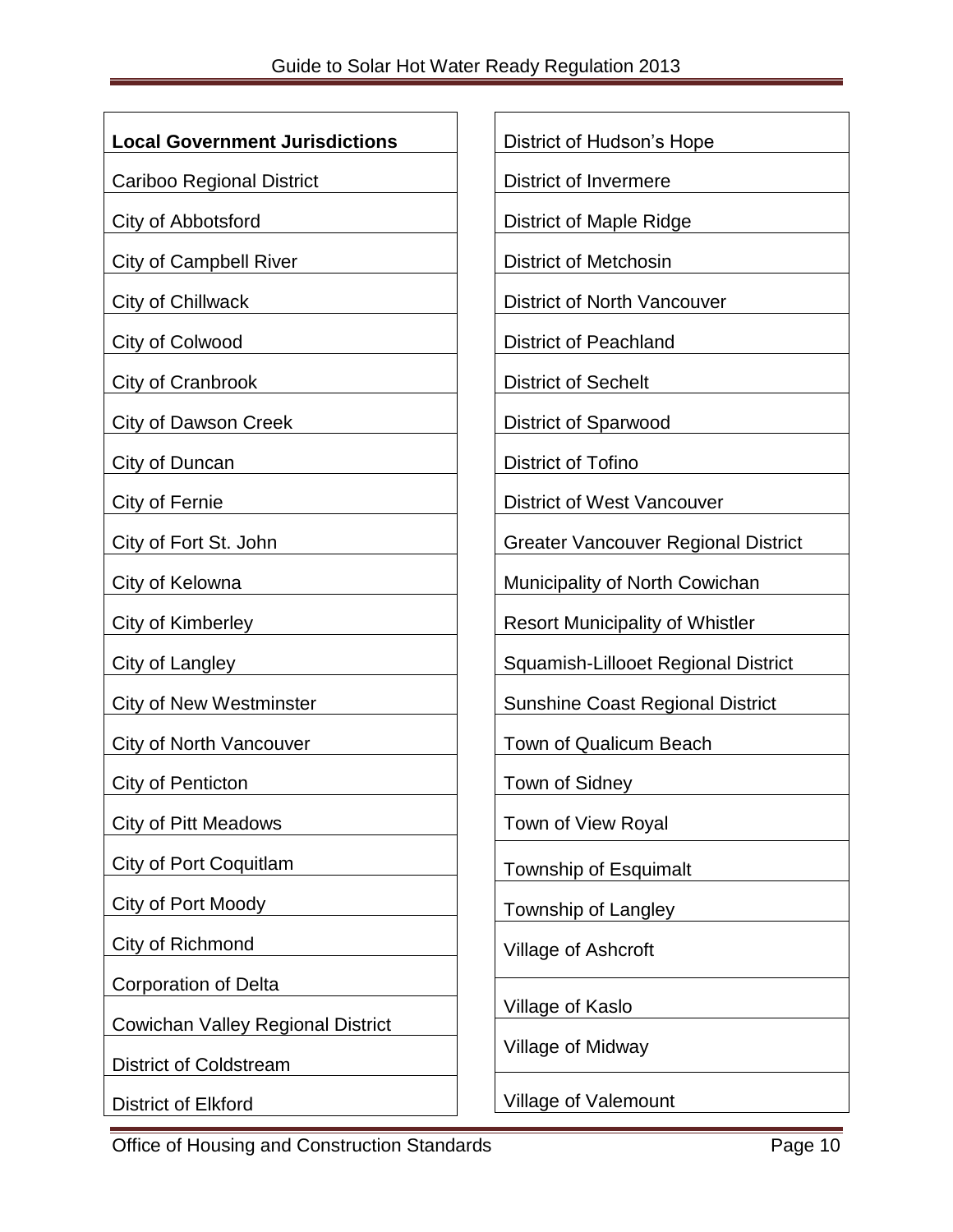| Local Government Jurisdictions |
|---|
| Cariboo Regional District |
| City of Abbotsford |
| City of Campbell River |
| City of Chillwack |
| City of Colwood |
| City of Cranbrook |
| City of Dawson Creek |
| City of Duncan |
| City of Fernie |
| City of Fort St. John |
| City of Kelowna |
| City of Kimberley |
| City of Langley |
| City of New Westminster |
| City of North Vancouver |
| City of Penticton |
| City of Pitt Meadows |
| City of Port Coquitlam |
| City of Port Moody |
| City of Richmond |
| Corporation of Delta |
| Cowichan Valley Regional District |
| District of Coldstream |
| District of Elkford |
| District of Hudson's Hope |
| District of Invermere |
| District of Maple Ridge |
| District of Metchosin |
| District of North Vancouver |
| District of Peachland |
| District of Sechelt |
| District of Sparwood |
| District of Tofino |
| District of West Vancouver |
| Greater Vancouver Regional District |
| Municipality of North Cowichan |
| Resort Municipality of Whistler |
| Squamish-Lillooet Regional District |
| Sunshine Coast Regional District |
| Town of Qualicum Beach |
| Town of Sidney |
| Town of View Royal |
| Township of Esquimalt |
| Township of Langley |
| Village of Ashcroft |
| Village of Kaslo |
| Village of Midway |
| Village of Valemount |